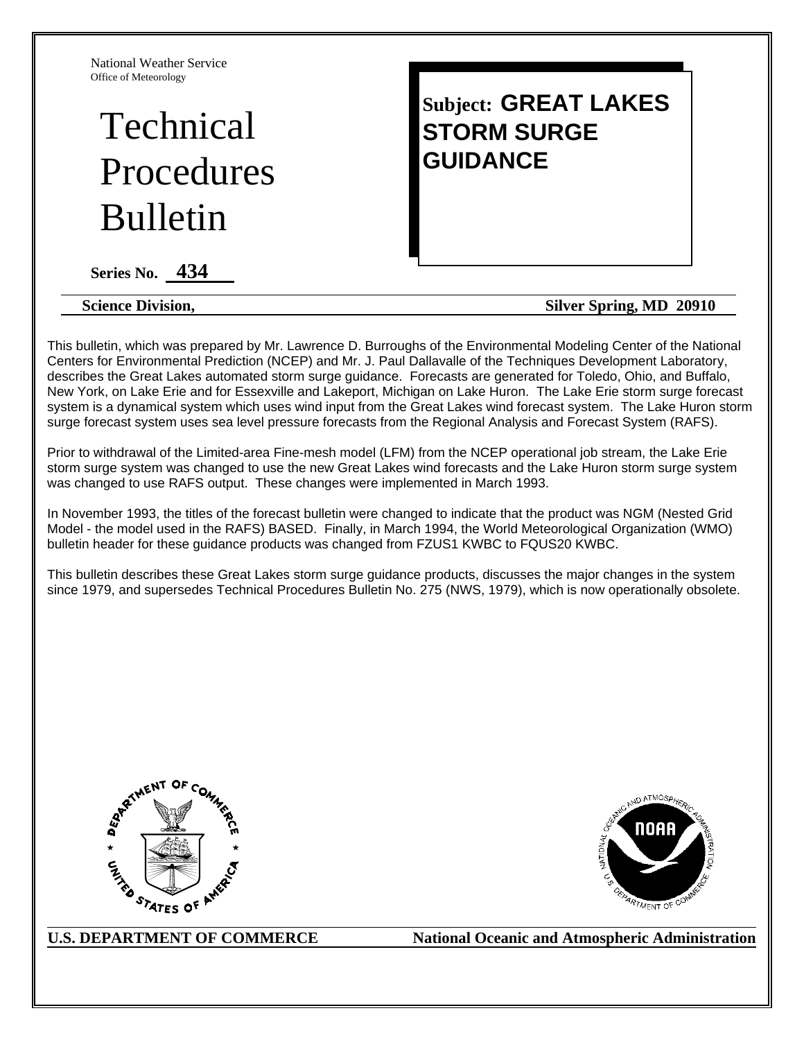National Weather Service
Office of Meteorology

# Technical Procedures Bulletin

**Subject: GREAT LAKES STORM SURGE GUIDANCE**

**Series No. 434**

**Science Division,** **Silver Spring, MD 20910**

This bulletin, which was prepared by Mr. Lawrence D. Burroughs of the Environmental Modeling Center of the National Centers for Environmental Prediction (NCEP) and Mr. J. Paul Dallavalle of the Techniques Development Laboratory, describes the Great Lakes automated storm surge guidance. Forecasts are generated for Toledo, Ohio, and Buffalo, New York, on Lake Erie and for Essexville and Lakeport, Michigan on Lake Huron. The Lake Erie storm surge forecast system is a dynamical system which uses wind input from the Great Lakes wind forecast system. The Lake Huron storm surge forecast system uses sea level pressure forecasts from the Regional Analysis and Forecast System (RAFS).

Prior to withdrawal of the Limited-area Fine-mesh model (LFM) from the NCEP operational job stream, the Lake Erie storm surge system was changed to use the new Great Lakes wind forecasts and the Lake Huron storm surge system was changed to use RAFS output. These changes were implemented in March 1993.

In November 1993, the titles of the forecast bulletin were changed to indicate that the product was NGM (Nested Grid Model - the model used in the RAFS) BASED. Finally, in March 1994, the World Meteorological Organization (WMO) bulletin header for these guidance products was changed from FZUS1 KWBC to FQUS20 KWBC.

This bulletin describes these Great Lakes storm surge guidance products, discusses the major changes in the system since 1979, and supersedes Technical Procedures Bulletin No. 275 (NWS, 1979), which is now operationally obsolete.

**U.S. DEPARTMENT OF COMMERCE** **National Oceanic and Atmospheric Administration**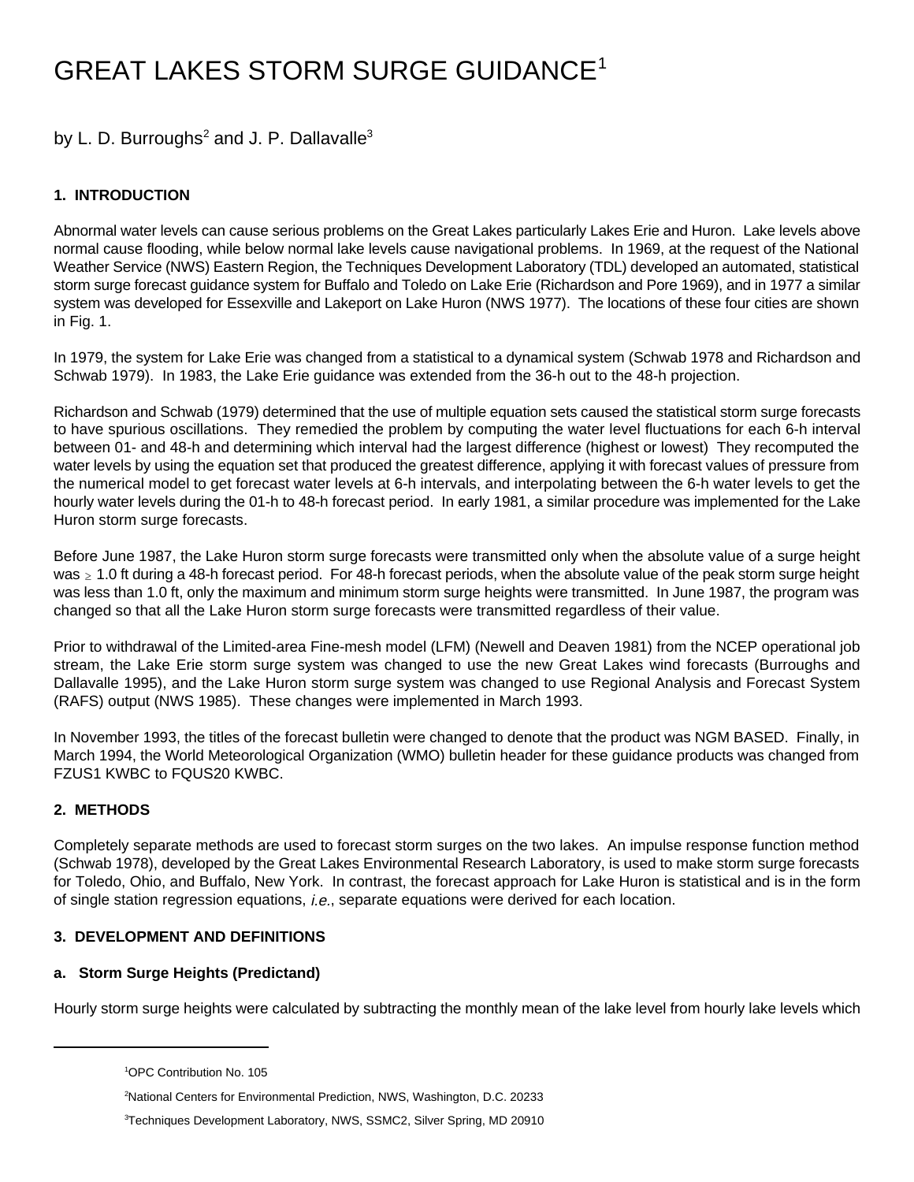# GREAT LAKES STORM SURGE GUIDANCE[1]

by L. D. Burroughs[2] and J. P. Dallavalle[3]

### 1. INTRODUCTION

Abnormal water levels can cause serious problems on the Great Lakes particularly Lakes Erie and Huron. Lake levels above normal cause flooding, while below normal lake levels cause navigational problems. In 1969, at the request of the National Weather Service (NWS) Eastern Region, the Techniques Development Laboratory (TDL) developed an automated, statistical storm surge forecast guidance system for Buffalo and Toledo on Lake Erie (Richardson and Pore 1969), and in 1977 a similar system was developed for Essexville and Lakeport on Lake Huron (NWS 1977). The locations of these four cities are shown in Fig. 1.

In 1979, the system for Lake Erie was changed from a statistical to a dynamical system (Schwab 1978 and Richardson and Schwab 1979). In 1983, the Lake Erie guidance was extended from the 36-h out to the 48-h projection.

Richardson and Schwab (1979) determined that the use of multiple equation sets caused the statistical storm surge forecasts to have spurious oscillations. They remedied the problem by computing the water level fluctuations for each 6-h interval between 01- and 48-h and determining which interval had the largest difference (highest or lowest) They recomputed the water levels by using the equation set that produced the greatest difference, applying it with forecast values of pressure from the numerical model to get forecast water levels at 6-h intervals, and interpolating between the 6-h water levels to get the hourly water levels during the 01-h to 48-h forecast period. In early 1981, a similar procedure was implemented for the Lake Huron storm surge forecasts.

Before June 1987, the Lake Huron storm surge forecasts were transmitted only when the absolute value of a surge height was $\geq$ 1.0 ft during a 48-h forecast period. For 48-h forecast periods, when the absolute value of the peak storm surge height was less than 1.0 ft, only the maximum and minimum storm surge heights were transmitted. In June 1987, the program was changed so that all the Lake Huron storm surge forecasts were transmitted regardless of their value.

Prior to withdrawal of the Limited-area Fine-mesh model (LFM) (Newell and Deaven 1981) from the NCEP operational job stream, the Lake Erie storm surge system was changed to use the new Great Lakes wind forecasts (Burroughs and Dallavalle 1995), and the Lake Huron storm surge system was changed to use Regional Analysis and Forecast System (RAFS) output (NWS 1985). These changes were implemented in March 1993.

In November 1993, the titles of the forecast bulletin were changed to denote that the product was NGM BASED. Finally, in March 1994, the World Meteorological Organization (WMO) bulletin header for these guidance products was changed from FZUS1 KWBC to FQUS20 KWBC.

### 2. METHODS

Completely separate methods are used to forecast storm surges on the two lakes. An impulse response function method (Schwab 1978), developed by the Great Lakes Environmental Research Laboratory, is used to make storm surge forecasts for Toledo, Ohio, and Buffalo, New York. In contrast, the forecast approach for Lake Huron is statistical and is in the form of single station regression equations, *i.e.*, separate equations were derived for each location.

### 3. DEVELOPMENT AND DEFINITIONS

#### a. Storm Surge Heights (Predictand)

Hourly storm surge heights were calculated by subtracting the monthly mean of the lake level from hourly lake levels which

---

[1]OPC Contribution No. 105

[2]National Centers for Environmental Prediction, NWS, Washington, D.C. 20233

[3]Techniques Development Laboratory, NWS, SSMC2, Silver Spring, MD 20910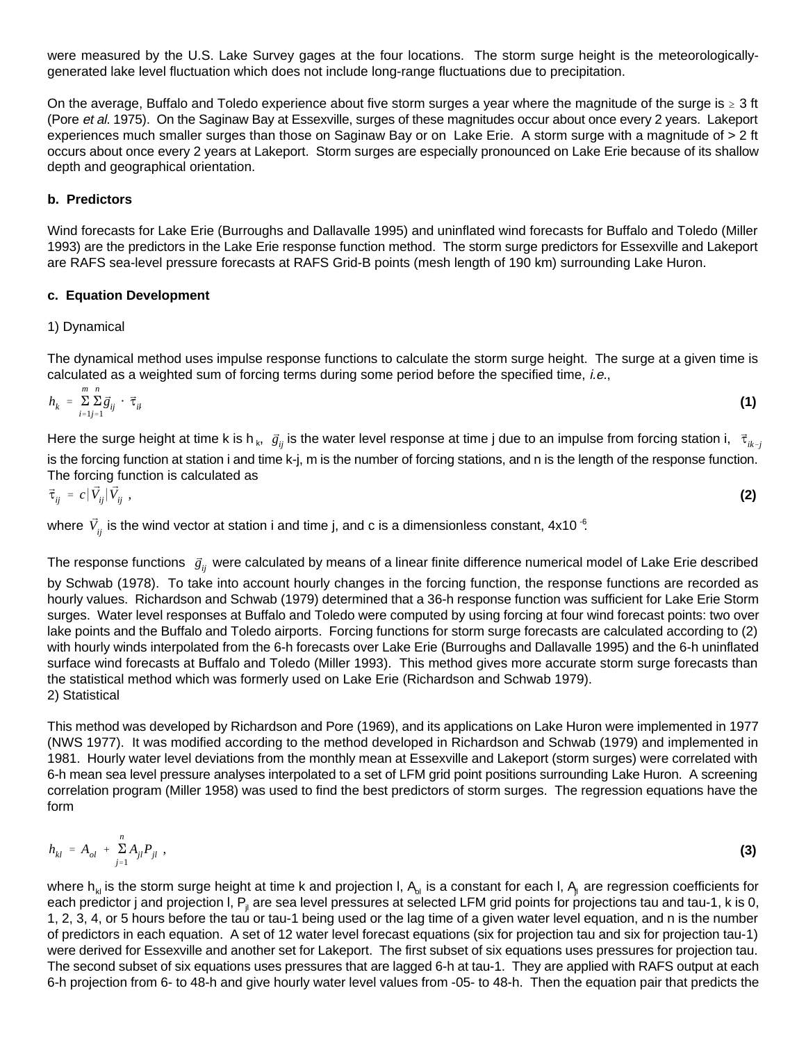were measured by the U.S. Lake Survey gages at the four locations. The storm surge height is the meteorologically-generated lake level fluctuation which does not include long-range fluctuations due to precipitation.

On the average, Buffalo and Toledo experience about five storm surges a year where the magnitude of the surge is $\geq$ 3 ft (Pore *et al*. 1975). On the Saginaw Bay at Essexville, surges of these magnitudes occur about once every 2 years. Lakeport experiences much smaller surges than those on Saginaw Bay or on Lake Erie. A storm surge with a magnitude of > 2 ft occurs about once every 2 years at Lakeport. Storm surges are especially pronounced on Lake Erie because of its shallow depth and geographical orientation.

**b. Predictors**

Wind forecasts for Lake Erie (Burroughs and Dallavalle 1995) and uninflated wind forecasts for Buffalo and Toledo (Miller 1993) are the predictors in the Lake Erie response function method. The storm surge predictors for Essexville and Lakeport are RAFS sea-level pressure forecasts at RAFS Grid-B points (mesh length of 190 km) surrounding Lake Huron.

**c. Equation Development**

1) Dynamical

The dynamical method uses impulse response functions to calculate the storm surge height. The surge at a given time is calculated as a weighted sum of forcing terms during some period before the specified time, *i.e.*,

$$h_k = \sum_{i=1}^{m} \sum_{j=1}^{n} \vec{g}_{ij} \cdot \vec{\tau}_{ik-j} \quad \textbf{(1)}$$

Here the surge height at time k is $h_k$, $\vec{g}_{ij}$ is the water level response at time j due to an impulse from forcing station i, $\vec{\tau}_{ik-j}$ is the forcing function at station i and time k-j, m is the number of forcing stations, and n is the length of the response function. The forcing function is calculated as

$$\vec{\tau}_{ij} = c|\vec{V}_{ij}|\vec{V}_{ij} \ , \quad \textbf{(2)}$$

where $\vec{V}_{ij}$ is the wind vector at station i and time j, and c is a dimensionless constant, $4\times10^{-6}$.

The response functions $\vec{g}_{ij}$ were calculated by means of a linear finite difference numerical model of Lake Erie described by Schwab (1978). To take into account hourly changes in the forcing function, the response functions are recorded as hourly values. Richardson and Schwab (1979) determined that a 36-h response function was sufficient for Lake Erie Storm surges. Water level responses at Buffalo and Toledo were computed by using forcing at four wind forecast points: two over lake points and the Buffalo and Toledo airports. Forcing functions for storm surge forecasts are calculated according to (2) with hourly winds interpolated from the 6-h forecasts over Lake Erie (Burroughs and Dallavalle 1995) and the 6-h uninflated surface wind forecasts at Buffalo and Toledo (Miller 1993). This method gives more accurate storm surge forecasts than the statistical method which was formerly used on Lake Erie (Richardson and Schwab 1979).

2) Statistical

This method was developed by Richardson and Pore (1969), and its applications on Lake Huron were implemented in 1977 (NWS 1977). It was modified according to the method developed in Richardson and Schwab (1979) and implemented in 1981. Hourly water level deviations from the monthly mean at Essexville and Lakeport (storm surges) were correlated with 6-h mean sea level pressure analyses interpolated to a set of LFM grid point positions surrounding Lake Huron. A screening correlation program (Miller 1958) was used to find the best predictors of storm surges. The regression equations have the form

$$h_{kl} = A_{ol} + \sum_{j=1}^{n} A_{jl} P_{jl} \ , \quad \textbf{(3)}$$

where $h_{kl}$ is the storm surge height at time k and projection l, $A_{ol}$ is a constant for each l, $A_{jl}$ are regression coefficients for each predictor j and projection l, $P_{jl}$ are sea level pressures at selected LFM grid points for projections tau and tau-1, k is 0, 1, 2, 3, 4, or 5 hours before the tau or tau-1 being used or the lag time of a given water level equation, and n is the number of predictors in each equation. A set of 12 water level forecast equations (six for projection tau and six for projection tau-1) were derived for Essexville and another set for Lakeport. The first subset of six equations uses pressures for projection tau. The second subset of six equations uses pressures that are lagged 6-h at tau-1. They are applied with RAFS output at each 6-h projection from 6- to 48-h and give hourly water level values from -05- to 48-h. Then the equation pair that predicts the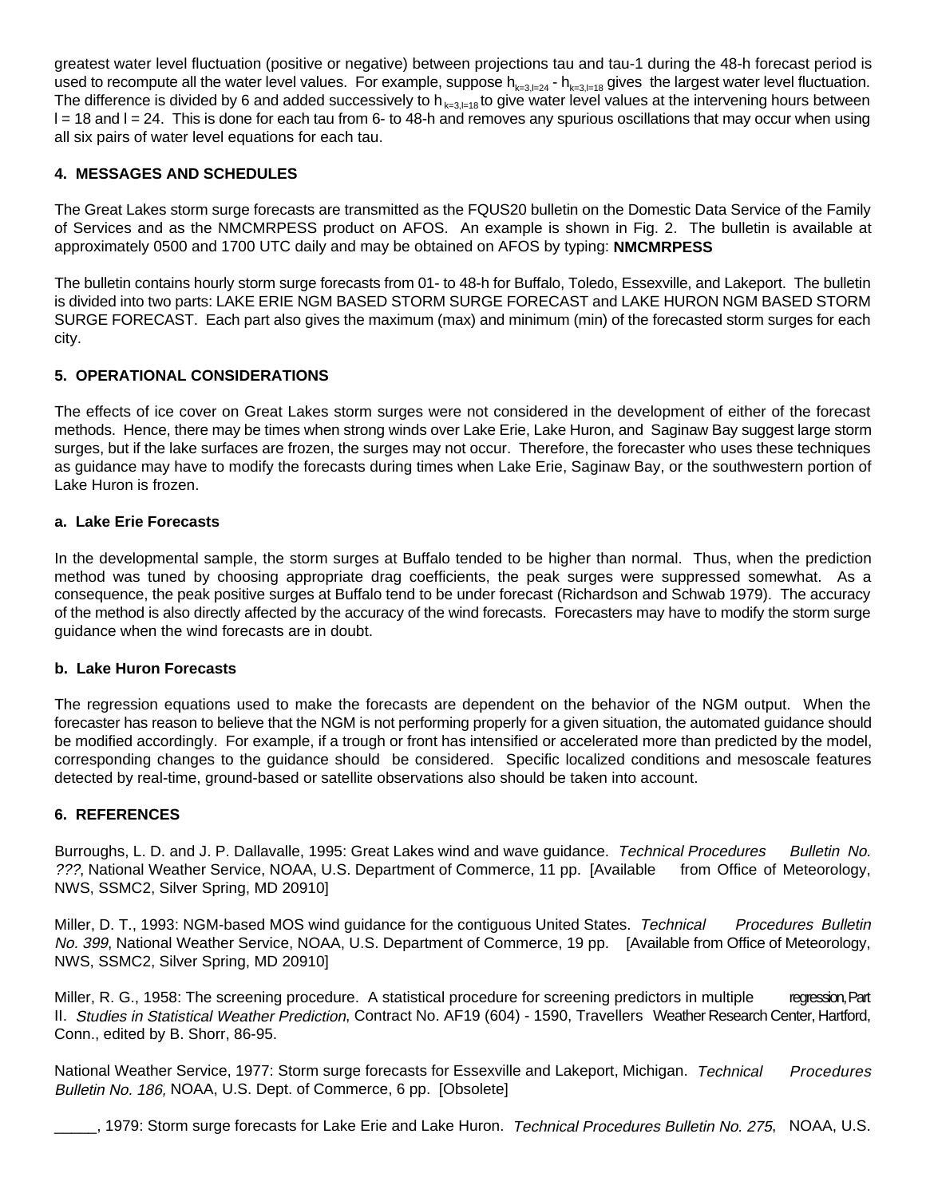greatest water level fluctuation (positive or negative) between projections tau and tau-1 during the 48-h forecast period is used to recompute all the water level values. For example, suppose $h_{k=3,l=24}$ - $h_{k=3,l=18}$ gives the largest water level fluctuation. The difference is divided by 6 and added successively to $h_{k=3,l=18}$ to give water level values at the intervening hours between l = 18 and l = 24. This is done for each tau from 6- to 48-h and removes any spurious oscillations that may occur when using all six pairs of water level equations for each tau.

## 4. MESSAGES AND SCHEDULES

The Great Lakes storm surge forecasts are transmitted as the FQUS20 bulletin on the Domestic Data Service of the Family of Services and as the NMCMRPESS product on AFOS. An example is shown in Fig. 2. The bulletin is available at approximately 0500 and 1700 UTC daily and may be obtained on AFOS by typing: **NMCMRPESS**

The bulletin contains hourly storm surge forecasts from 01- to 48-h for Buffalo, Toledo, Essexville, and Lakeport. The bulletin is divided into two parts: LAKE ERIE NGM BASED STORM SURGE FORECAST and LAKE HURON NGM BASED STORM SURGE FORECAST. Each part also gives the maximum (max) and minimum (min) of the forecasted storm surges for each city.

## 5. OPERATIONAL CONSIDERATIONS

The effects of ice cover on Great Lakes storm surges were not considered in the development of either of the forecast methods. Hence, there may be times when strong winds over Lake Erie, Lake Huron, and Saginaw Bay suggest large storm surges, but if the lake surfaces are frozen, the surges may not occur. Therefore, the forecaster who uses these techniques as guidance may have to modify the forecasts during times when Lake Erie, Saginaw Bay, or the southwestern portion of Lake Huron is frozen.

### a. Lake Erie Forecasts

In the developmental sample, the storm surges at Buffalo tended to be higher than normal. Thus, when the prediction method was tuned by choosing appropriate drag coefficients, the peak surges were suppressed somewhat. As a consequence, the peak positive surges at Buffalo tend to be under forecast (Richardson and Schwab 1979). The accuracy of the method is also directly affected by the accuracy of the wind forecasts. Forecasters may have to modify the storm surge guidance when the wind forecasts are in doubt.

### b. Lake Huron Forecasts

The regression equations used to make the forecasts are dependent on the behavior of the NGM output. When the forecaster has reason to believe that the NGM is not performing properly for a given situation, the automated guidance should be modified accordingly. For example, if a trough or front has intensified or accelerated more than predicted by the model, corresponding changes to the guidance should be considered. Specific localized conditions and mesoscale features detected by real-time, ground-based or satellite observations also should be taken into account.

## 6. REFERENCES

Burroughs, L. D. and J. P. Dallavalle, 1995: Great Lakes wind and wave guidance. *Technical Procedures Bulletin No. ???*, National Weather Service, NOAA, U.S. Department of Commerce, 11 pp. [Available from Office of Meteorology, NWS, SSMC2, Silver Spring, MD 20910]

Miller, D. T., 1993: NGM-based MOS wind guidance for the contiguous United States. *Technical Procedures Bulletin No. 399*, National Weather Service, NOAA, U.S. Department of Commerce, 19 pp. [Available from Office of Meteorology, NWS, SSMC2, Silver Spring, MD 20910]

Miller, R. G., 1958: The screening procedure. A statistical procedure for screening predictors in multiple regression, Part II. *Studies in Statistical Weather Prediction*, Contract No. AF19 (604) - 1590, Travellers Weather Research Center, Hartford, Conn., edited by B. Shorr, 86-95.

National Weather Service, 1977: Storm surge forecasts for Essexville and Lakeport, Michigan. *Technical Procedures Bulletin No. 186,* NOAA, U.S. Dept. of Commerce, 6 pp. [Obsolete]

_____, 1979: Storm surge forecasts for Lake Erie and Lake Huron. *Technical Procedures Bulletin No. 275*, NOAA, U.S.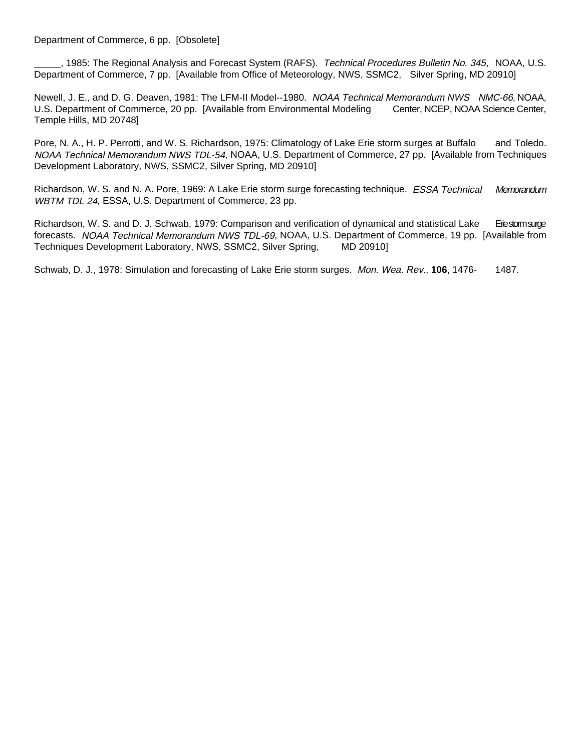Department of Commerce, 6 pp. [Obsolete]

_____, 1985: The Regional Analysis and Forecast System (RAFS). *Technical Procedures Bulletin No. 345*, NOAA, U.S. Department of Commerce, 7 pp. [Available from Office of Meteorology, NWS, SSMC2, Silver Spring, MD 20910]

Newell, J. E., and D. G. Deaven, 1981: The LFM-II Model--1980. *NOAA Technical Memorandum NWS NMC-66*, NOAA, U.S. Department of Commerce, 20 pp. [Available from Environmental Modeling Center, NCEP, NOAA Science Center, Temple Hills, MD 20748]

Pore, N. A., H. P. Perrotti, and W. S. Richardson, 1975: Climatology of Lake Erie storm surges at Buffalo and Toledo. *NOAA Technical Memorandum NWS TDL-54*, NOAA, U.S. Department of Commerce, 27 pp. [Available from Techniques Development Laboratory, NWS, SSMC2, Silver Spring, MD 20910]

Richardson, W. S. and N. A. Pore, 1969: A Lake Erie storm surge forecasting technique. *ESSA Technical Memorandum WBTM TDL 24*, ESSA, U.S. Department of Commerce, 23 pp.

Richardson, W. S. and D. J. Schwab, 1979: Comparison and verification of dynamical and statistical Lake Erie storm surge forecasts. *NOAA Technical Memorandum NWS TDL-69*, NOAA, U.S. Department of Commerce, 19 pp. [Available from Techniques Development Laboratory, NWS, SSMC2, Silver Spring, MD 20910]

Schwab, D. J., 1978: Simulation and forecasting of Lake Erie storm surges. *Mon. Wea. Rev.*, **106**, 1476-1487.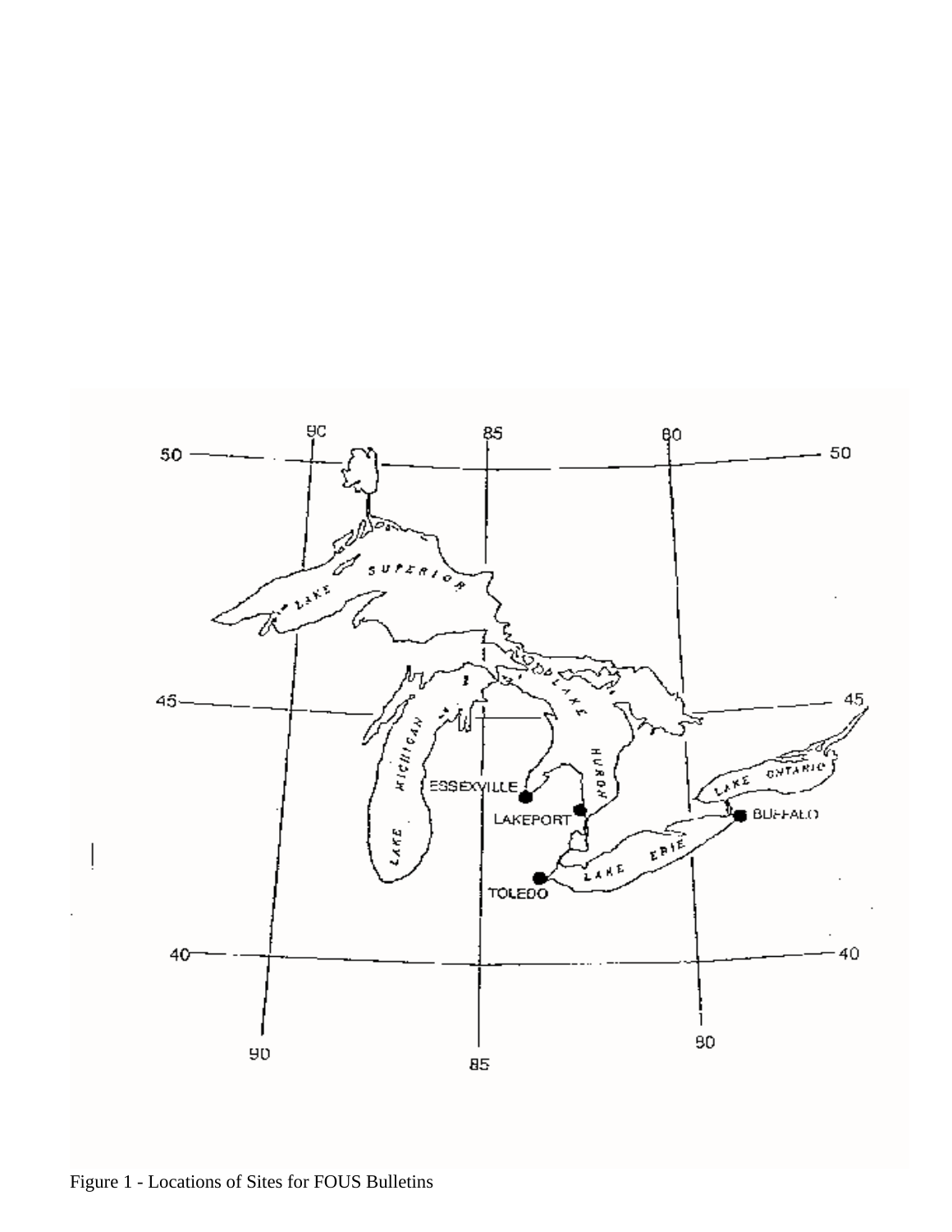Figure 1 - Locations of Sites for FOUS Bulletins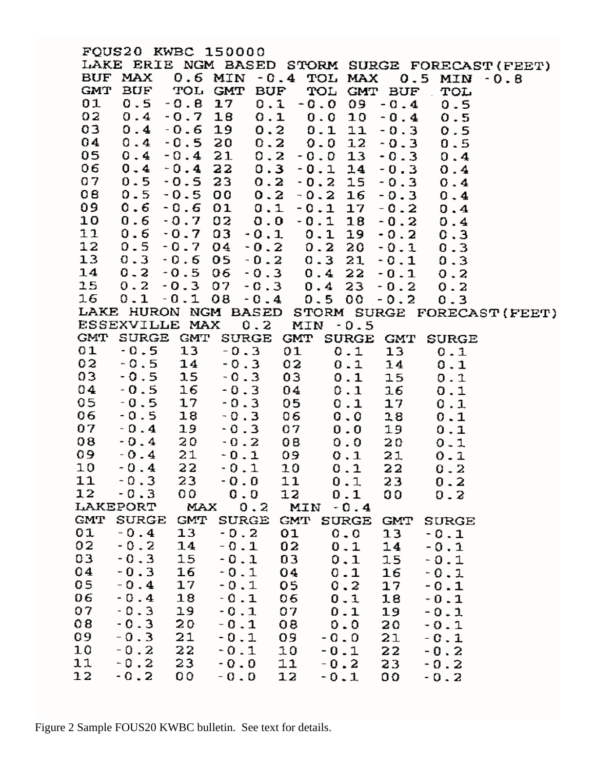```
FOUS20 KWBC 150000
LAKE ERIE NGM BASED STORM SURGE FORECAST(FEET)
BUF MAX   0.6 MIN -0.4 TOL MAX   0.5 MIN -0.8
GMT BUF   TOL GMT BUF   TOL GMT BUF   TOL
01   0.5  -0.8 17   0.1  -0.0 09  -0.4   0.5
02   0.4  -0.7 18   0.1   0.0 10  -0.4   0.5
03   0.4  -0.6 19   0.2   0.1 11  -0.3   0.5
04   0.4  -0.5 20   0.2   0.0 12  -0.3   0.5
05   0.4  -0.4 21   0.2  -0.0 13  -0.3   0.4
06   0.4  -0.4 22   0.3  -0.1 14  -0.3   0.4
07   0.5  -0.5 23   0.2  -0.2 15  -0.3   0.4
08   0.5  -0.5 00   0.2  -0.2 16  -0.3   0.4
09   0.6  -0.6 01   0.1  -0.1 17  -0.2   0.4
10   0.6  -0.7 02   0.0  -0.1 18  -0.2   0.4
11   0.6  -0.7 03  -0.1   0.1 19  -0.2   0.3
12   0.5  -0.7 04  -0.2   0.2 20  -0.1   0.3
13   0.3  -0.6 05  -0.2   0.3 21  -0.1   0.3
14   0.2  -0.5 06  -0.3   0.4 22  -0.1   0.2
15   0.2  -0.3 07  -0.3   0.4 23  -0.2   0.2
16   0.1  -0.1 08  -0.4   0.5 00  -0.2   0.3
LAKE HURON NGM BASED STORM SURGE FORECAST(FEET)
ESSEXVILLE MAX   0.2   MIN -0.5
GMT SURGE GMT SURGE GMT SURGE GMT SURGE
01   -0.5  13   -0.3  01    0.1  13    0.1
02   -0.5  14   -0.3  02    0.1  14    0.1
03   -0.5  15   -0.3  03    0.1  15    0.1
04   -0.5  16   -0.3  04    0.1  16    0.1
05   -0.5  17   -0.3  05    0.1  17    0.1
06   -0.5  18   -0.3  06    0.0  18    0.1
07   -0.4  19   -0.3  07    0.0  19    0.1
08   -0.4  20   -0.2  08    0.0  20    0.1
09   -0.4  21   -0.1  09    0.1  21    0.1
10   -0.4  22   -0.1  10    0.1  22    0.2
11   -0.3  23   -0.0  11    0.1  23    0.2
12   -0.3  00    0.0  12    0.1  00    0.2
LAKEPORT    MAX   0.2   MIN -0.4
GMT SURGE GMT SURGE GMT SURGE GMT SURGE
01   -0.4  13   -0.2  01    0.0  13   -0.1
02   -0.2  14   -0.1  02    0.1  14   -0.1
03   -0.3  15   -0.1  03    0.1  15   -0.1
04   -0.3  16   -0.1  04    0.1  16   -0.1
05   -0.4  17   -0.1  05    0.2  17   -0.1
06   -0.4  18   -0.1  06    0.1  18   -0.1
07   -0.3  19   -0.1  07    0.1  19   -0.1
08   -0.3  20   -0.1  08    0.0  20   -0.1
09   -0.3  21   -0.1  09   -0.0  21   -0.1
10   -0.2  22   -0.1  10   -0.1  22   -0.2
11   -0.2  23   -0.0  11   -0.2  23   -0.2
12   -0.2  00   -0.0  12   -0.1  00   -0.2
```

Figure 2 Sample FOUS20 KWBC bulletin. See text for details.